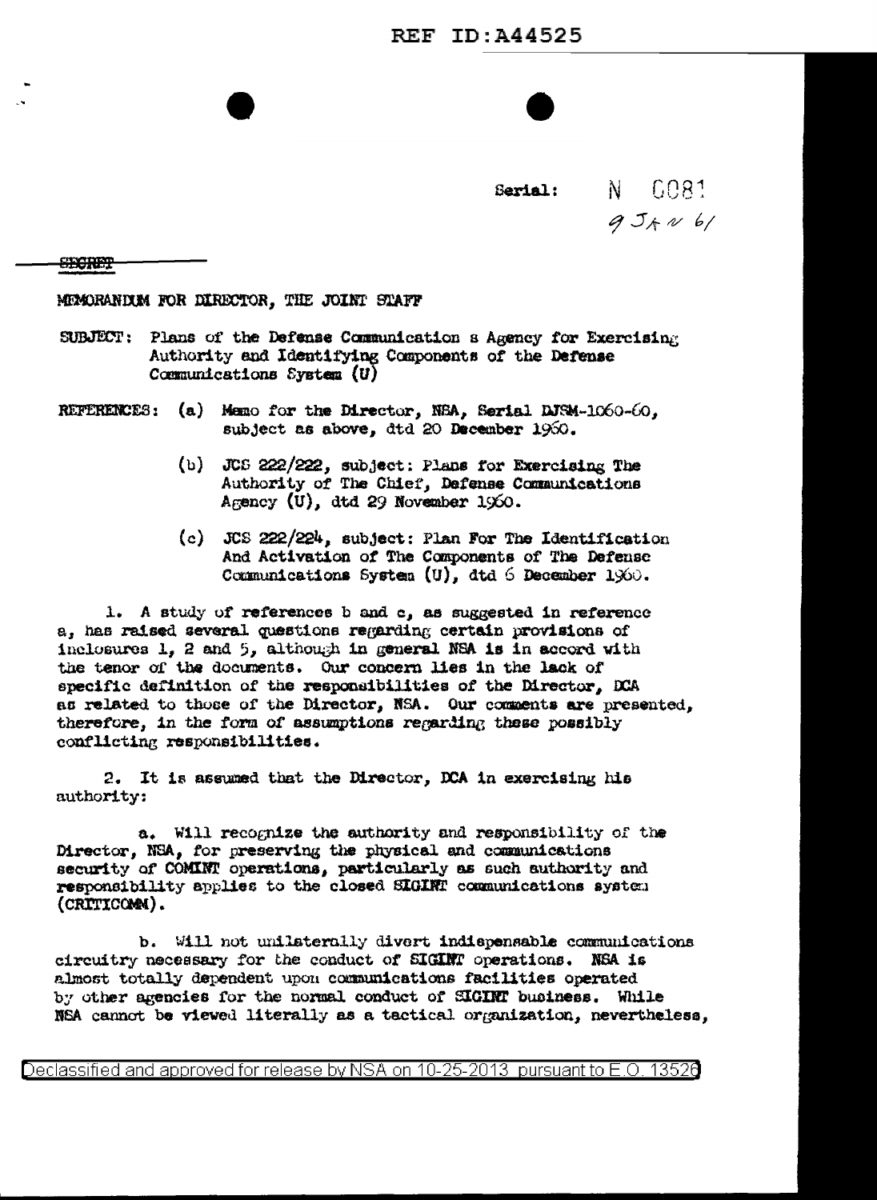Serial: N 0081
9 JAN 61

SECRET

MEMORANDUM FOR DIRECTOR, THE JOINT STAFF

SUBJECT: Plans of the Defense Communication s Agency for Exercising Authority and Identifying Components of the Defense Communications System (U)

REFERENCES: (a) Memo for the Director, NSA, Serial DJSM-1060-60, subject as above, dtd 20 December 1960.

(b) JCS 222/222, subject: Plans for Exercising The Authority of The Chief, Defense Communications Agency (U), dtd 29 November 1960.

(c) JCS 222/224, subject: Plan For The Identification And Activation of The Components of The Defense Communications System (U), dtd 6 December 1960.

1. A study of references b and c, as suggested in reference a, has raised several questions regarding certain provisions of inclosures 1, 2 and 5, although in general NSA is in accord with the tenor of the documents. Our concern lies in the lack of specific definition of the responsibilities of the Director, DCA as related to those of the Director, NSA. Our comments are presented, therefore, in the form of assumptions regarding these possibly conflicting responsibilities.

2. It is assumed that the Director, DCA in exercising his authority:

a. Will recognize the authority and responsibility of the Director, NSA, for preserving the physical and communications security of COMINT operations, particularly as such authority and responsibility applies to the closed SIGINT communications system (CRITICOMM).

b. Will not unilaterally divert indispensable communications circuitry necessary for the conduct of SIGINT operations. NSA is almost totally dependent upon communications facilities operated by other agencies for the normal conduct of SIGINT business. While NSA cannot be viewed literally as a tactical organization, nevertheless,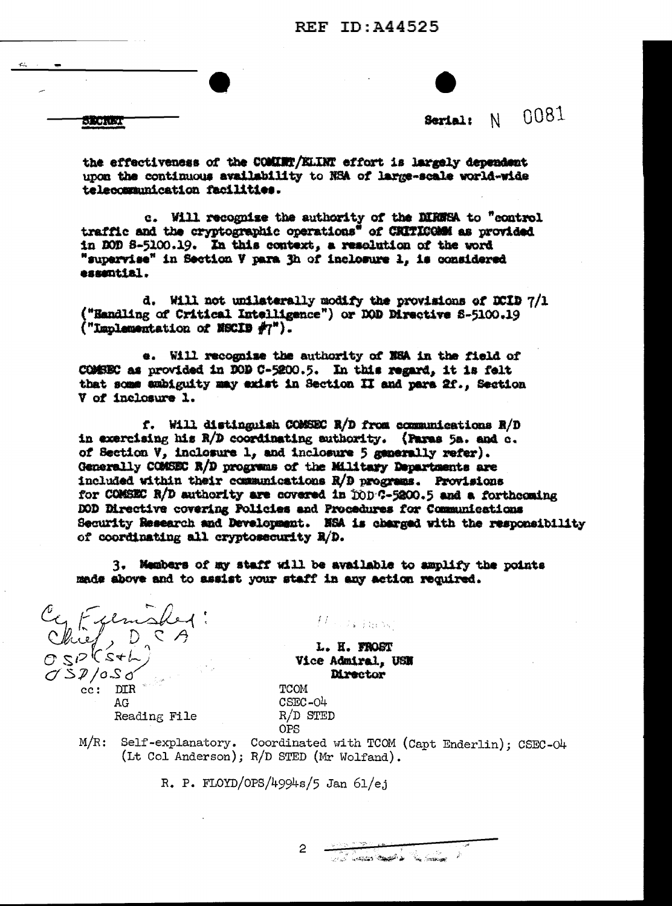SECRET

Serial: N 0081

the effectiveness of the COMINT/ELINT effort is largely dependent upon the continuous availability to NSA of large-scale world-wide telecommunication facilities.

c. Will recognize the authority of the DIRNSA to "control traffic and the cryptographic operations" of CRITICOMM as provided in DOD S-5100.19. In this context, a resolution of the word "supervise" in Section V para 3h of inclosure 1, is considered essential.

d. Will not unilaterally modify the provisions of DCID 7/1 ("Handling of Critical Intelligence") or DOD Directive S-5100.19 ("Implementation of NSCID #7").

e. Will recognize the authority of NSA in the field of COMSEC as provided in DOD C-5200.5. In this regard, it is felt that some ambiguity may exist in Section II and para 2f., Section V of inclosure 1.

f. Will distinguish COMSEC R/D from communications R/D in exercising his R/D coordinating authority. (Paras 5a. and c. of Section V, inclosure 1, and inclosure 5 generally refer). Generally COMSEC R/D programs of the Military Departments are included within their communications R/D programs. Provisions for COMSEC R/D authority are covered in DOD C-5200.5 and a forthcoming DOD Directive covering Policies and Procedures for Communications Security Research and Development. NSA is charged with the responsibility of coordinating all cryptosecurity R/D.

3. Members of my staff will be available to amplify the points made above and to assist your staff in any action required.

Cy Furnished:
Chief, DCA
OSD (S+L)
OSD/OSO

L. H. FROST
Vice Admiral, USN
Director

cc: DIR
AG
Reading File

TCOM
CSEC-04
R/D STED
OPS

M/R: Self-explanatory. Coordinated with TCOM (Capt Enderlin); CSEC-04 (Lt Col Anderson); R/D STED (Mr Wolfand).

R. P. FLOYD/OPS/4994s/5 Jan 61/ej